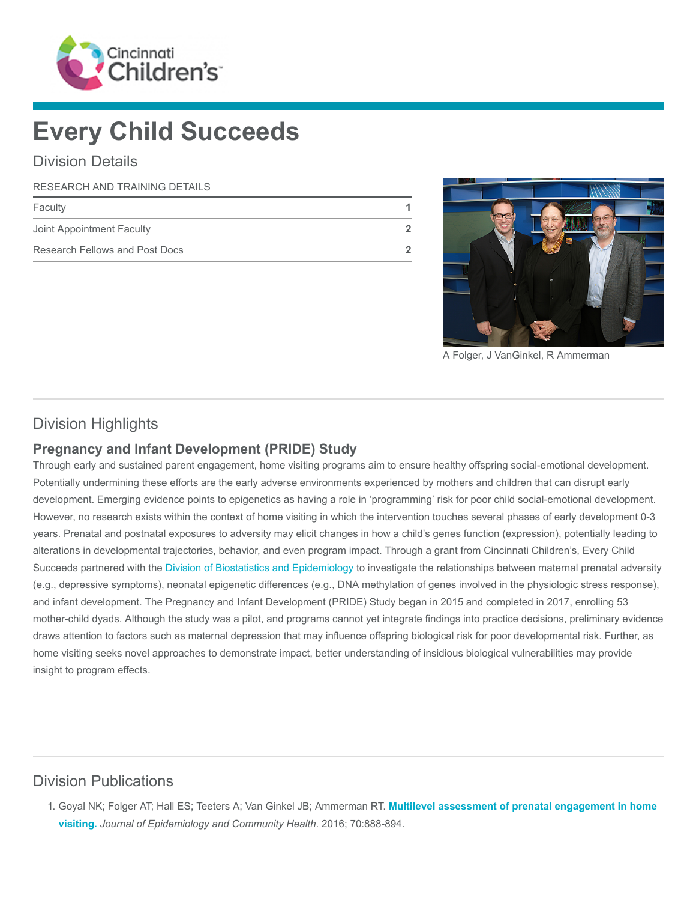Cincinnati Children's

# Every Child Succeeds

## Division Details

| RESEARCH AND TRAINING DETAILS | |
|---|---|
| Faculty | 1 |
| Joint Appointment Faculty | 2 |
| Research Fellows and Post Docs | 2 |

A Folger, J VanGinkel, R Ammerman

## Division Highlights

### Pregnancy and Infant Development (PRIDE) Study

Through early and sustained parent engagement, home visiting programs aim to ensure healthy offspring social-emotional development. Potentially undermining these efforts are the early adverse environments experienced by mothers and children that can disrupt early development. Emerging evidence points to epigenetics as having a role in 'programming' risk for poor child social-emotional development. However, no research exists within the context of home visiting in which the intervention touches several phases of early development 0-3 years. Prenatal and postnatal exposures to adversity may elicit changes in how a child's genes function (expression), potentially leading to alterations in developmental trajectories, behavior, and even program impact. Through a grant from Cincinnati Children's, Every Child Succeeds partnered with the Division of Biostatistics and Epidemiology to investigate the relationships between maternal prenatal adversity (e.g., depressive symptoms), neonatal epigenetic differences (e.g., DNA methylation of genes involved in the physiologic stress response), and infant development. The Pregnancy and Infant Development (PRIDE) Study began in 2015 and completed in 2017, enrolling 53 mother-child dyads. Although the study was a pilot, and programs cannot yet integrate findings into practice decisions, preliminary evidence draws attention to factors such as maternal depression that may influence offspring biological risk for poor developmental risk. Further, as home visiting seeks novel approaches to demonstrate impact, better understanding of insidious biological vulnerabilities may provide insight to program effects.

## Division Publications

1. Goyal NK; Folger AT; Hall ES; Teeters A; Van Ginkel JB; Ammerman RT. **Multilevel assessment of prenatal engagement in home visiting.** *Journal of Epidemiology and Community Health*. 2016; 70:888-894.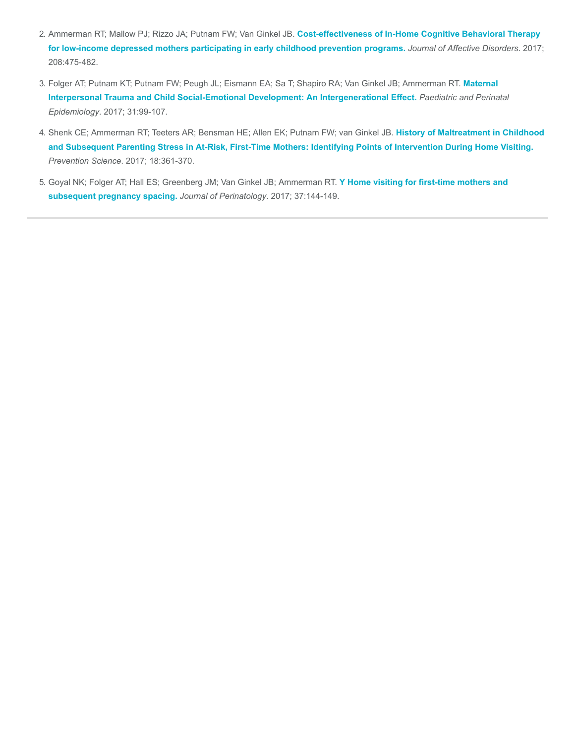2. Ammerman RT; Mallow PJ; Rizzo JA; Putnam FW; Van Ginkel JB. **Cost-effectiveness of In-Home Cognitive Behavioral Therapy for low-income depressed mothers participating in early childhood prevention programs.** *Journal of Affective Disorders*. 2017; 208:475-482.

3. Folger AT; Putnam KT; Putnam FW; Peugh JL; Eismann EA; Sa T; Shapiro RA; Van Ginkel JB; Ammerman RT. **Maternal Interpersonal Trauma and Child Social-Emotional Development: An Intergenerational Effect.** *Paediatric and Perinatal Epidemiology*. 2017; 31:99-107.

4. Shenk CE; Ammerman RT; Teeters AR; Bensman HE; Allen EK; Putnam FW; van Ginkel JB. **History of Maltreatment in Childhood and Subsequent Parenting Stress in At-Risk, First-Time Mothers: Identifying Points of Intervention During Home Visiting.** *Prevention Science*. 2017; 18:361-370.

5. Goyal NK; Folger AT; Hall ES; Greenberg JM; Van Ginkel JB; Ammerman RT. **Y Home visiting for first-time mothers and subsequent pregnancy spacing.** *Journal of Perinatology*. 2017; 37:144-149.